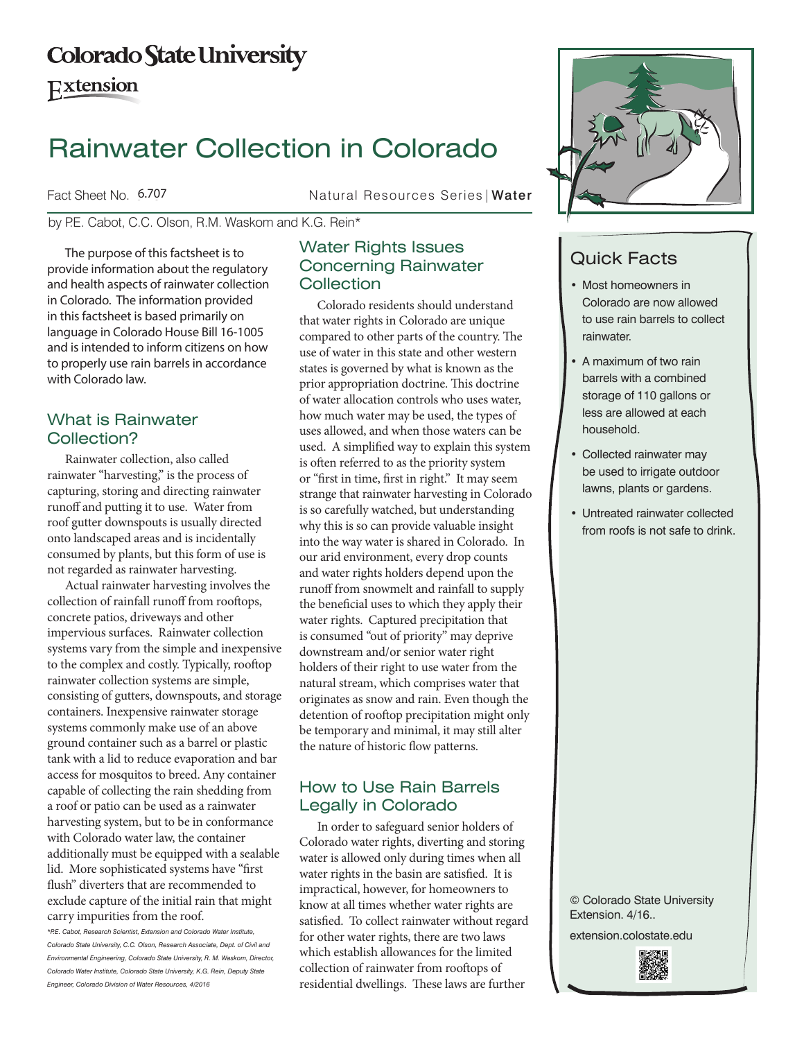Colorado State University

Extension

# Rainwater Collection in Colorado

Fact Sheet No. 6.707 Natural Resources Series | **Water**

by P.E. Cabot, C.C. Olson, R.M. Waskom and K.G. Rein*

## Quick Facts

- Most homeowners in Colorado are now allowed to use rain barrels to collect rainwater.
- A maximum of two rain barrels with a combined storage of 110 gallons or less are allowed at each household.
- Collected rainwater may be used to irrigate outdoor lawns, plants or gardens.
- Untreated rainwater collected from roofs is not safe to drink.

© Colorado State University Extension. 4/16..

extension.colostate.edu

The purpose of this factsheet is to provide information about the regulatory and health aspects of rainwater collection in Colorado. The information provided in this factsheet is based primarily on language in Colorado House Bill 16-1005 and is intended to inform citizens on how to properly use rain barrels in accordance with Colorado law.

## What is Rainwater Collection?

Rainwater collection, also called rainwater "harvesting," is the process of capturing, storing and directing rainwater runoff and putting it to use. Water from roof gutter downspouts is usually directed onto landscaped areas and is incidentally consumed by plants, but this form of use is not regarded as rainwater harvesting.

Actual rainwater harvesting involves the collection of rainfall runoff from rooftops, concrete patios, driveways and other impervious surfaces. Rainwater collection systems vary from the simple and inexpensive to the complex and costly. Typically, rooftop rainwater collection systems are simple, consisting of gutters, downspouts, and storage containers. Inexpensive rainwater storage systems commonly make use of an above ground container such as a barrel or plastic tank with a lid to reduce evaporation and bar access for mosquitos to breed. Any container capable of collecting the rain shedding from a roof or patio can be used as a rainwater harvesting system, but to be in conformance with Colorado water law, the container additionally must be equipped with a sealable lid. More sophisticated systems have "first flush" diverters that are recommended to exclude capture of the initial rain that might carry impurities from the roof.

*\*P.E. Cabot, Research Scientist, Extension and Colorado Water Institute, Colorado State University, C.C. Olson, Research Associate, Dept. of Civil and Environmental Engineering, Colorado State University, R. M. Waskom, Director, Colorado Water Institute, Colorado State University, K.G. Rein, Deputy State Engineer, Colorado Division of Water Resources, 4/2016*

## Water Rights Issues Concerning Rainwater Collection

Colorado residents should understand that water rights in Colorado are unique compared to other parts of the country. The use of water in this state and other western states is governed by what is known as the prior appropriation doctrine. This doctrine of water allocation controls who uses water, how much water may be used, the types of uses allowed, and when those waters can be used. A simplified way to explain this system is often referred to as the priority system or "first in time, first in right." It may seem strange that rainwater harvesting in Colorado is so carefully watched, but understanding why this is so can provide valuable insight into the way water is shared in Colorado. In our arid environment, every drop counts and water rights holders depend upon the runoff from snowmelt and rainfall to supply the beneficial uses to which they apply their water rights. Captured precipitation that is consumed "out of priority" may deprive downstream and/or senior water right holders of their right to use water from the natural stream, which comprises water that originates as snow and rain. Even though the detention of rooftop precipitation might only be temporary and minimal, it may still alter the nature of historic flow patterns.

## How to Use Rain Barrels Legally in Colorado

In order to safeguard senior holders of Colorado water rights, diverting and storing water is allowed only during times when all water rights in the basin are satisfied. It is impractical, however, for homeowners to know at all times whether water rights are satisfied. To collect rainwater without regard for other water rights, there are two laws which establish allowances for the limited collection of rainwater from rooftops of residential dwellings. These laws are further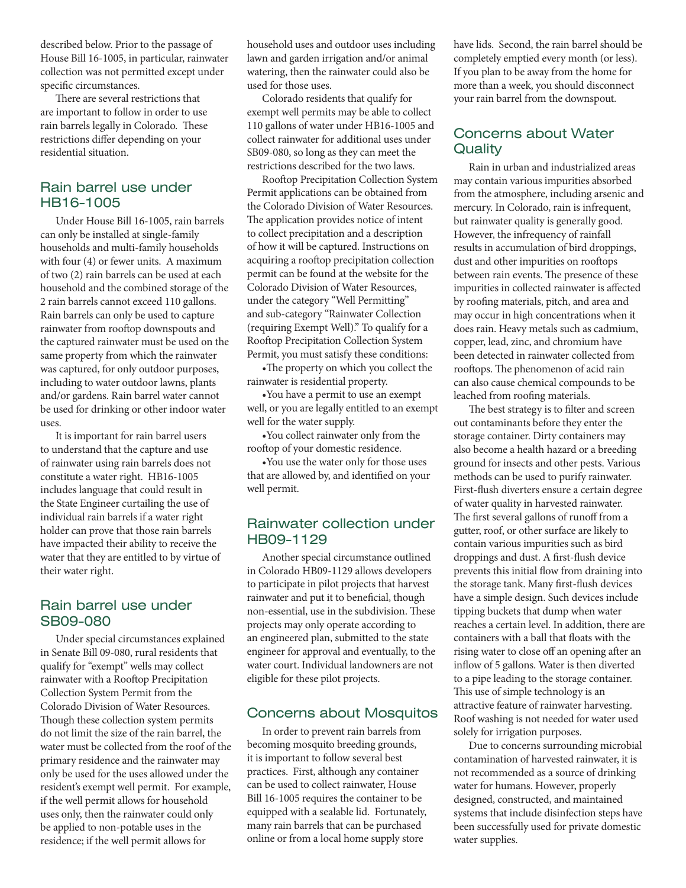described below. Prior to the passage of House Bill 16-1005, in particular, rainwater collection was not permitted except under specific circumstances.

There are several restrictions that are important to follow in order to use rain barrels legally in Colorado. These restrictions differ depending on your residential situation.

## Rain barrel use under HB16-1005

Under House Bill 16-1005, rain barrels can only be installed at single-family households and multi-family households with four (4) or fewer units. A maximum of two (2) rain barrels can be used at each household and the combined storage of the 2 rain barrels cannot exceed 110 gallons. Rain barrels can only be used to capture rainwater from rooftop downspouts and the captured rainwater must be used on the same property from which the rainwater was captured, for only outdoor purposes, including to water outdoor lawns, plants and/or gardens. Rain barrel water cannot be used for drinking or other indoor water uses.

It is important for rain barrel users to understand that the capture and use of rainwater using rain barrels does not constitute a water right. HB16-1005 includes language that could result in the State Engineer curtailing the use of individual rain barrels if a water right holder can prove that those rain barrels have impacted their ability to receive the water that they are entitled to by virtue of their water right.

## Rain barrel use under SB09-080

Under special circumstances explained in Senate Bill 09-080, rural residents that qualify for "exempt" wells may collect rainwater with a Rooftop Precipitation Collection System Permit from the Colorado Division of Water Resources. Though these collection system permits do not limit the size of the rain barrel, the water must be collected from the roof of the primary residence and the rainwater may only be used for the uses allowed under the resident's exempt well permit. For example, if the well permit allows for household uses only, then the rainwater could only be applied to non-potable uses in the residence; if the well permit allows for household uses and outdoor uses including lawn and garden irrigation and/or animal watering, then the rainwater could also be used for those uses.

Colorado residents that qualify for exempt well permits may be able to collect 110 gallons of water under HB16-1005 and collect rainwater for additional uses under SB09-080, so long as they can meet the restrictions described for the two laws.

Rooftop Precipitation Collection System Permit applications can be obtained from the Colorado Division of Water Resources. The application provides notice of intent to collect precipitation and a description of how it will be captured. Instructions on acquiring a rooftop precipitation collection permit can be found at the website for the Colorado Division of Water Resources, under the category "Well Permitting" and sub-category "Rainwater Collection (requiring Exempt Well)." To qualify for a Rooftop Precipitation Collection System Permit, you must satisfy these conditions:

- The property on which you collect the rainwater is residential property.
- You have a permit to use an exempt well, or you are legally entitled to an exempt well for the water supply.
- You collect rainwater only from the rooftop of your domestic residence.
- You use the water only for those uses that are allowed by, and identified on your well permit.

## Rainwater collection under HB09-1129

Another special circumstance outlined in Colorado HB09-1129 allows developers to participate in pilot projects that harvest rainwater and put it to beneficial, though non-essential, use in the subdivision. These projects may only operate according to an engineered plan, submitted to the state engineer for approval and eventually, to the water court. Individual landowners are not eligible for these pilot projects.

## Concerns about Mosquitos

In order to prevent rain barrels from becoming mosquito breeding grounds, it is important to follow several best practices. First, although any container can be used to collect rainwater, House Bill 16-1005 requires the container to be equipped with a sealable lid. Fortunately, many rain barrels that can be purchased online or from a local home supply store have lids. Second, the rain barrel should be completely emptied every month (or less). If you plan to be away from the home for more than a week, you should disconnect your rain barrel from the downspout.

## Concerns about Water Quality

Rain in urban and industrialized areas may contain various impurities absorbed from the atmosphere, including arsenic and mercury. In Colorado, rain is infrequent, but rainwater quality is generally good. However, the infrequency of rainfall results in accumulation of bird droppings, dust and other impurities on rooftops between rain events. The presence of these impurities in collected rainwater is affected by roofing materials, pitch, and area and may occur in high concentrations when it does rain. Heavy metals such as cadmium, copper, lead, zinc, and chromium have been detected in rainwater collected from rooftops. The phenomenon of acid rain can also cause chemical compounds to be leached from roofing materials.

The best strategy is to filter and screen out contaminants before they enter the storage container. Dirty containers may also become a health hazard or a breeding ground for insects and other pests. Various methods can be used to purify rainwater. First-flush diverters ensure a certain degree of water quality in harvested rainwater. The first several gallons of runoff from a gutter, roof, or other surface are likely to contain various impurities such as bird droppings and dust. A first-flush device prevents this initial flow from draining into the storage tank. Many first-flush devices have a simple design. Such devices include tipping buckets that dump when water reaches a certain level. In addition, there are containers with a ball that floats with the rising water to close off an opening after an inflow of 5 gallons. Water is then diverted to a pipe leading to the storage container. This use of simple technology is an attractive feature of rainwater harvesting. Roof washing is not needed for water used solely for irrigation purposes.

Due to concerns surrounding microbial contamination of harvested rainwater, it is not recommended as a source of drinking water for humans. However, properly designed, constructed, and maintained systems that include disinfection steps have been successfully used for private domestic water supplies.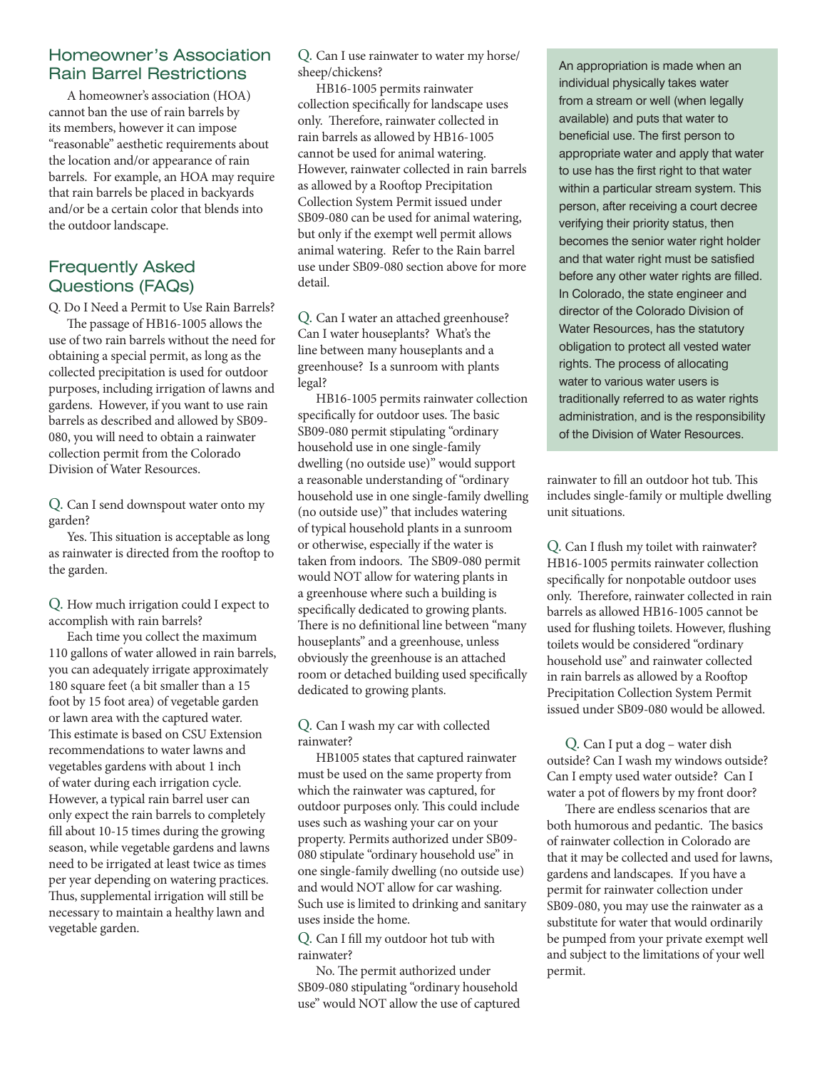## Homeowner's Association Rain Barrel Restrictions

A homeowner's association (HOA) cannot ban the use of rain barrels by its members, however it can impose "reasonable" aesthetic requirements about the location and/or appearance of rain barrels. For example, an HOA may require that rain barrels be placed in backyards and/or be a certain color that blends into the outdoor landscape.

## Frequently Asked Questions (FAQs)

Q. Do I Need a Permit to Use Rain Barrels?

The passage of HB16-1005 allows the use of two rain barrels without the need for obtaining a special permit, as long as the collected precipitation is used for outdoor purposes, including irrigation of lawns and gardens. However, if you want to use rain barrels as described and allowed by SB09-080, you will need to obtain a rainwater collection permit from the Colorado Division of Water Resources.

Q. Can I send downspout water onto my garden?

Yes. This situation is acceptable as long as rainwater is directed from the rooftop to the garden.

Q. How much irrigation could I expect to accomplish with rain barrels?

Each time you collect the maximum 110 gallons of water allowed in rain barrels, you can adequately irrigate approximately 180 square feet (a bit smaller than a 15 foot by 15 foot area) of vegetable garden or lawn area with the captured water. This estimate is based on CSU Extension recommendations to water lawns and vegetables gardens with about 1 inch of water during each irrigation cycle. However, a typical rain barrel user can only expect the rain barrels to completely fill about 10-15 times during the growing season, while vegetable gardens and lawns need to be irrigated at least twice as times per year depending on watering practices. Thus, supplemental irrigation will still be necessary to maintain a healthy lawn and vegetable garden.

Q. Can I use rainwater to water my horse/sheep/chickens?

HB16-1005 permits rainwater collection specifically for landscape uses only. Therefore, rainwater collected in rain barrels as allowed by HB16-1005 cannot be used for animal watering. However, rainwater collected in rain barrels as allowed by a Rooftop Precipitation Collection System Permit issued under SB09-080 can be used for animal watering, but only if the exempt well permit allows animal watering. Refer to the Rain barrel use under SB09-080 section above for more detail.

Q. Can I water an attached greenhouse? Can I water houseplants? What's the line between many houseplants and a greenhouse? Is a sunroom with plants legal?

HB16-1005 permits rainwater collection specifically for outdoor uses. The basic SB09-080 permit stipulating "ordinary household use in one single-family dwelling (no outside use)" would support a reasonable understanding of "ordinary household use in one single-family dwelling (no outside use)" that includes watering of typical household plants in a sunroom or otherwise, especially if the water is taken from indoors. The SB09-080 permit would NOT allow for watering plants in a greenhouse where such a building is specifically dedicated to growing plants. There is no definitional line between "many houseplants" and a greenhouse, unless obviously the greenhouse is an attached room or detached building used specifically dedicated to growing plants.

Q. Can I wash my car with collected rainwater?

HB1005 states that captured rainwater must be used on the same property from which the rainwater was captured, for outdoor purposes only. This could include uses such as washing your car on your property. Permits authorized under SB09-080 stipulate "ordinary household use" in one single-family dwelling (no outside use) and would NOT allow for car washing. Such use is limited to drinking and sanitary uses inside the home.

Q. Can I fill my outdoor hot tub with rainwater?

No. The permit authorized under SB09-080 stipulating "ordinary household use" would NOT allow the use of captured rainwater to fill an outdoor hot tub. This includes single-family or multiple dwelling unit situations.

Q. Can I flush my toilet with rainwater?

HB16-1005 permits rainwater collection specifically for nonpotable outdoor uses only. Therefore, rainwater collected in rain barrels as allowed HB16-1005 cannot be used for flushing toilets. However, flushing toilets would be considered "ordinary household use" and rainwater collected in rain barrels as allowed by a Rooftop Precipitation Collection System Permit issued under SB09-080 would be allowed.

Q. Can I put a dog – water dish outside? Can I wash my windows outside? Can I empty used water outside? Can I water a pot of flowers by my front door?

There are endless scenarios that are both humorous and pedantic. The basics of rainwater collection in Colorado are that it may be collected and used for lawns, gardens and landscapes. If you have a permit for rainwater collection under SB09-080, you may use the rainwater as a substitute for water that would ordinarily be pumped from your private exempt well and subject to the limitations of your well permit.

> An appropriation is made when an individual physically takes water from a stream or well (when legally available) and puts that water to beneficial use. The first person to appropriate water and apply that water to use has the first right to that water within a particular stream system. This person, after receiving a court decree verifying their priority status, then becomes the senior water right holder and that water right must be satisfied before any other water rights are filled. In Colorado, the state engineer and director of the Colorado Division of Water Resources, has the statutory obligation to protect all vested water rights. The process of allocating water to various water users is traditionally referred to as water rights administration, and is the responsibility of the Division of Water Resources.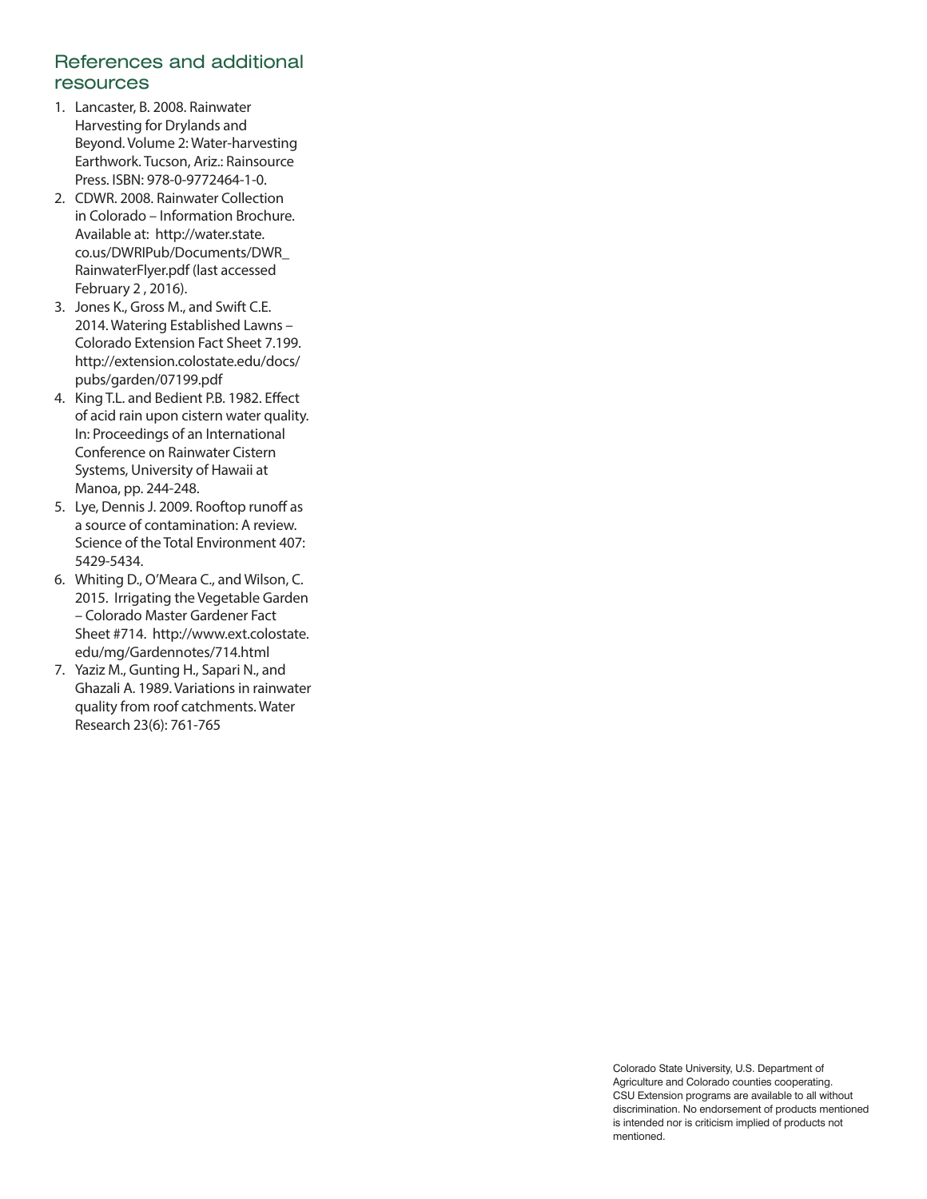## References and additional resources

1. Lancaster, B. 2008. Rainwater Harvesting for Drylands and Beyond. Volume 2: Water-harvesting Earthwork. Tucson, Ariz.: Rainsource Press. ISBN: 978-0-9772464-1-0.
2. CDWR. 2008. Rainwater Collection in Colorado – Information Brochure. Available at: http://water.state.co.us/DWRIPub/Documents/DWR_RainwaterFlyer.pdf (last accessed February 2 , 2016).
3. Jones K., Gross M., and Swift C.E. 2014. Watering Established Lawns – Colorado Extension Fact Sheet 7.199. http://extension.colostate.edu/docs/pubs/garden/07199.pdf
4. King T.L. and Bedient P.B. 1982. Effect of acid rain upon cistern water quality. In: Proceedings of an International Conference on Rainwater Cistern Systems, University of Hawaii at Manoa, pp. 244-248.
5. Lye, Dennis J. 2009. Rooftop runoff as a source of contamination: A review. Science of the Total Environment 407: 5429-5434.
6. Whiting D., O'Meara C., and Wilson, C. 2015. Irrigating the Vegetable Garden – Colorado Master Gardener Fact Sheet #714. http://www.ext.colostate.edu/mg/Gardennotes/714.html
7. Yaziz M., Gunting H., Sapari N., and Ghazali A. 1989. Variations in rainwater quality from roof catchments. Water Research 23(6): 761-765

Colorado State University, U.S. Department of Agriculture and Colorado counties cooperating. CSU Extension programs are available to all without discrimination. No endorsement of products mentioned is intended nor is criticism implied of products not mentioned.